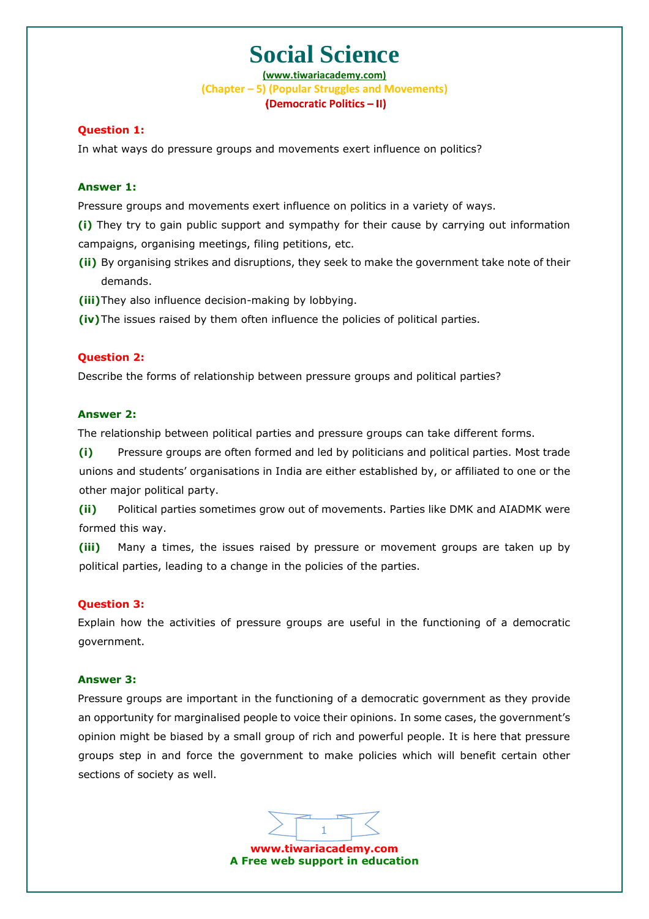# Social Science

(www.tiwariacademy.com)

(Chapter – 5) (Popular Struggles and Movements)

(Democratic Politics – II)

**Question 1:**

In what ways do pressure groups and movements exert influence on politics?

**Answer 1:**

Pressure groups and movements exert influence on politics in a variety of ways.

**(i)** They try to gain public support and sympathy for their cause by carrying out information campaigns, organising meetings, filing petitions, etc.

**(ii)** By organising strikes and disruptions, they seek to make the government take note of their demands.

**(iii)** They also influence decision-making by lobbying.

**(iv)** The issues raised by them often influence the policies of political parties.

**Question 2:**

Describe the forms of relationship between pressure groups and political parties?

**Answer 2:**

The relationship between political parties and pressure groups can take different forms.

**(i)** Pressure groups are often formed and led by politicians and political parties. Most trade unions and students' organisations in India are either established by, or affiliated to one or the other major political party.

**(ii)** Political parties sometimes grow out of movements. Parties like DMK and AIADMK were formed this way.

**(iii)** Many a times, the issues raised by pressure or movement groups are taken up by political parties, leading to a change in the policies of the parties.

**Question 3:**

Explain how the activities of pressure groups are useful in the functioning of a democratic government.

**Answer 3:**

Pressure groups are important in the functioning of a democratic government as they provide an opportunity for marginalised people to voice their opinions. In some cases, the government's opinion might be biased by a small group of rich and powerful people. It is here that pressure groups step in and force the government to make policies which will benefit certain other sections of society as well.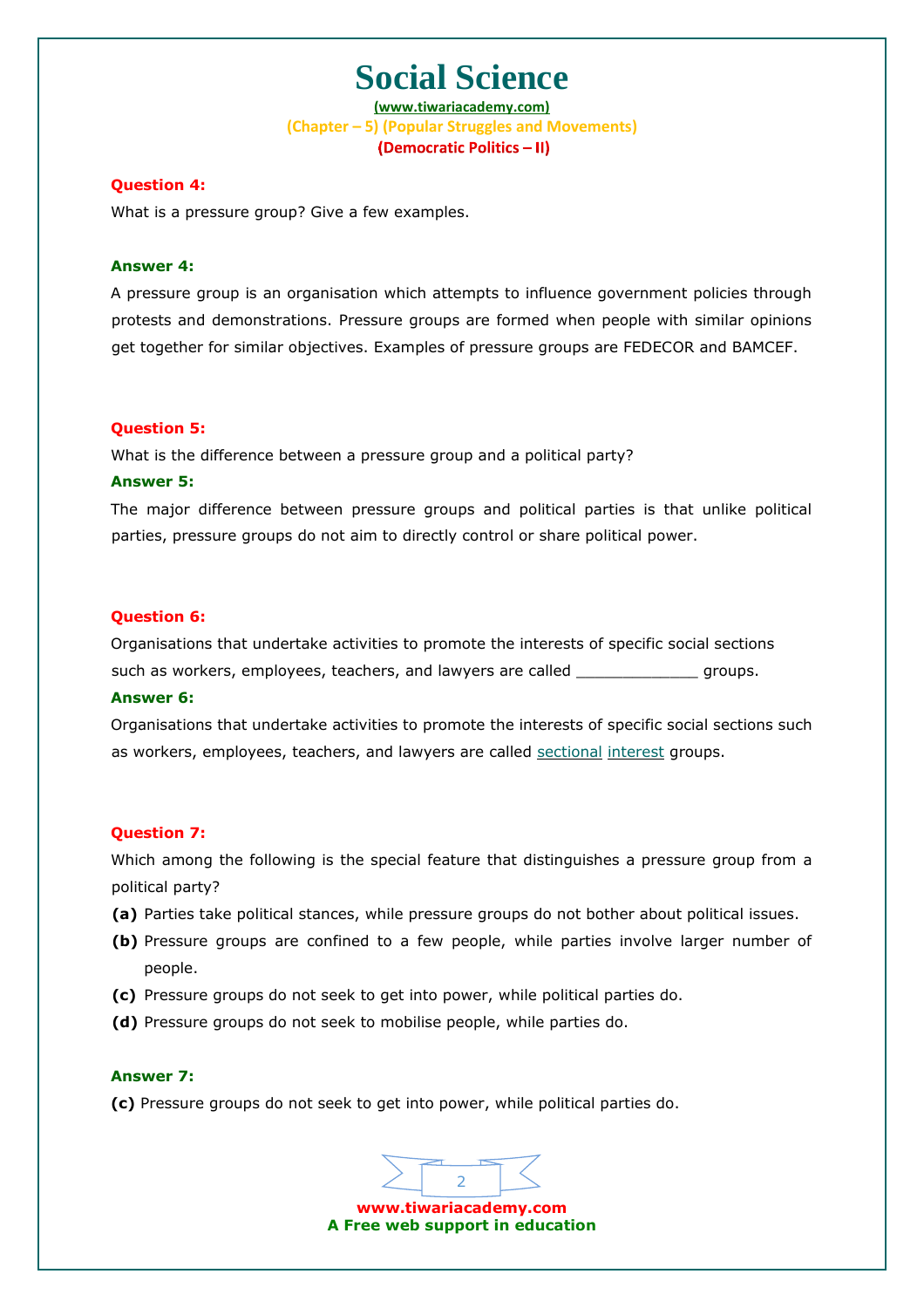**Question 4:**

What is a pressure group? Give a few examples.

**Answer 4:**

A pressure group is an organisation which attempts to influence government policies through protests and demonstrations. Pressure groups are formed when people with similar opinions get together for similar objectives. Examples of pressure groups are FEDECOR and BAMCEF.

**Question 5:**

What is the difference between a pressure group and a political party?

**Answer 5:**

The major difference between pressure groups and political parties is that unlike political parties, pressure groups do not aim to directly control or share political power.

**Question 6:**

Organisations that undertake activities to promote the interests of specific social sections such as workers, employees, teachers, and lawyers are called _____________ groups.

**Answer 6:**

Organisations that undertake activities to promote the interests of specific social sections such as workers, employees, teachers, and lawyers are called sectional interest groups.

**Question 7:**

Which among the following is the special feature that distinguishes a pressure group from a political party?

**(a)** Parties take political stances, while pressure groups do not bother about political issues.

**(b)** Pressure groups are confined to a few people, while parties involve larger number of people.

**(c)** Pressure groups do not seek to get into power, while political parties do.

**(d)** Pressure groups do not seek to mobilise people, while parties do.

**Answer 7:**

**(c)** Pressure groups do not seek to get into power, while political parties do.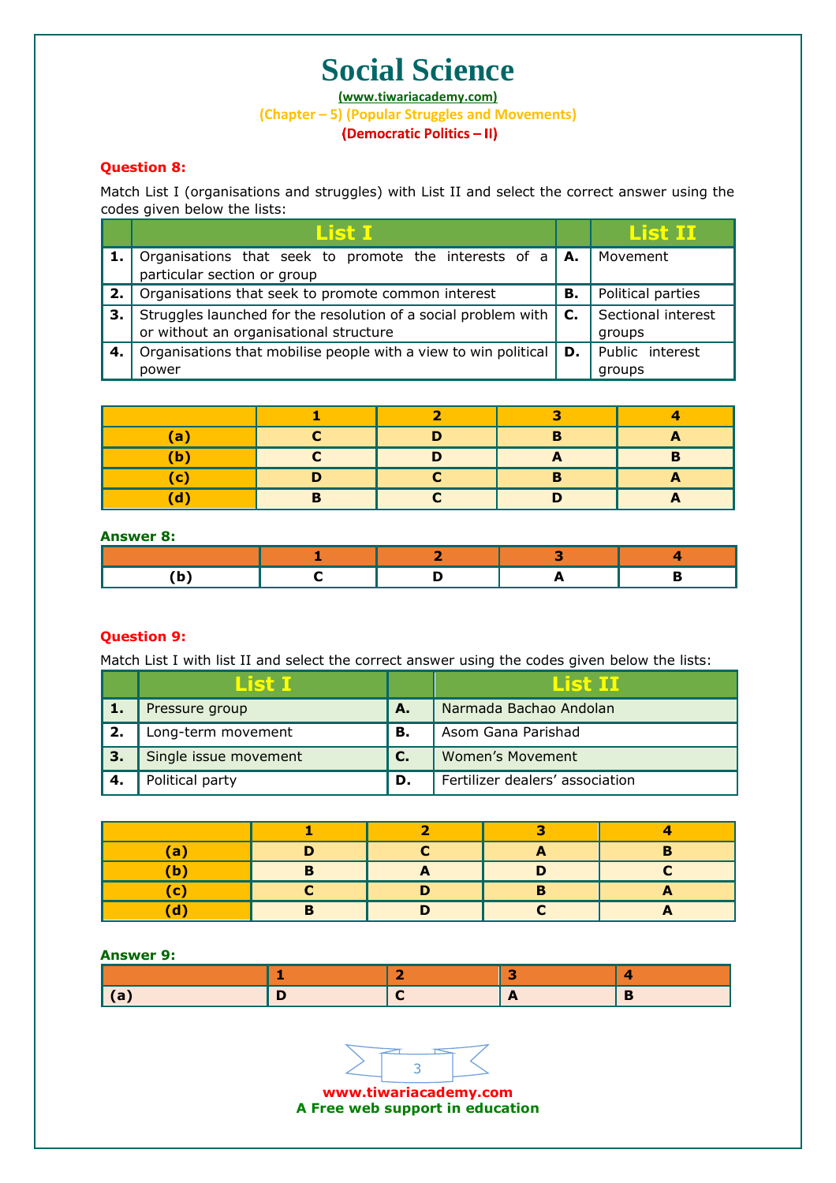# Social Science

**(www.tiwariacademy.com)**

**(Chapter – 5) (Popular Struggles and Movements)**

**(Democratic Politics – II)**

**Question 8:**

Match List I (organisations and struggles) with List II and select the correct answer using the codes given below the lists:

| | List I | | List II |
|---|---|---|---|
| **1.** | Organisations that seek to promote the interests of a particular section or group | **A.** | Movement |
| **2.** | Organisations that seek to promote common interest | **B.** | Political parties |
| **3.** | Struggles launched for the resolution of a social problem with or without an organisational structure | **C.** | Sectional interest groups |
| **4.** | Organisations that mobilise people with a view to win political power | **D.** | Public interest groups |

| | 1 | 2 | 3 | 4 |
|---|---|---|---|---|
| **(a)** | C | D | B | A |
| **(b)** | C | D | A | B |
| **(c)** | D | C | B | A |
| **(d)** | B | C | D | A |

**Answer 8:**

| | 1 | 2 | 3 | 4 |
|---|---|---|---|---|
| **(b)** | C | D | A | B |

**Question 9:**

Match List I with list II and select the correct answer using the codes given below the lists:

| | List I | | List II |
|---|---|---|---|
| **1.** | Pressure group | **A.** | Narmada Bachao Andolan |
| **2.** | Long-term movement | **B.** | Asom Gana Parishad |
| **3.** | Single issue movement | **C.** | Women's Movement |
| **4.** | Political party | **D.** | Fertilizer dealers' association |

| | 1 | 2 | 3 | 4 |
|---|---|---|---|---|
| **(a)** | D | C | A | B |
| **(b)** | B | A | D | C |
| **(c)** | C | D | B | A |
| **(d)** | B | D | C | A |

**Answer 9:**

| | 1 | 2 | 3 | 4 |
|---|---|---|---|---|
| **(a)** | D | C | A | B |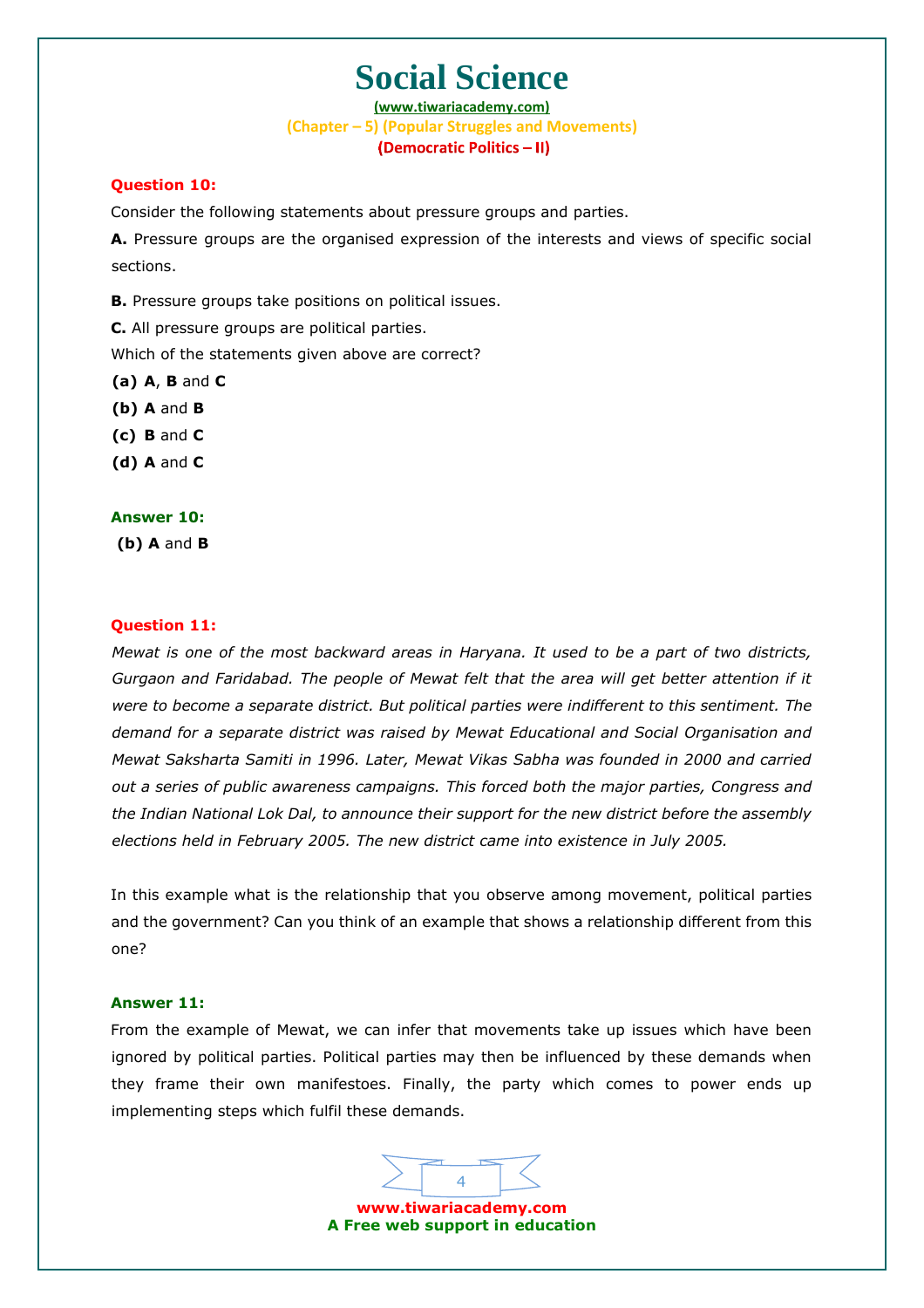**Question 10:**

Consider the following statements about pressure groups and parties.

**A.** Pressure groups are the organised expression of the interests and views of specific social sections.

**B.** Pressure groups take positions on political issues.

**C.** All pressure groups are political parties.

Which of the statements given above are correct?

**(a) A**, **B** and **C**

**(b) A** and **B**

**(c) B** and **C**

**(d) A** and **C**

**Answer 10:**

**(b) A** and **B**

**Question 11:**

*Mewat is one of the most backward areas in Haryana. It used to be a part of two districts, Gurgaon and Faridabad. The people of Mewat felt that the area will get better attention if it were to become a separate district. But political parties were indifferent to this sentiment. The demand for a separate district was raised by Mewat Educational and Social Organisation and Mewat Saksharta Samiti in 1996. Later, Mewat Vikas Sabha was founded in 2000 and carried out a series of public awareness campaigns. This forced both the major parties, Congress and the Indian National Lok Dal, to announce their support for the new district before the assembly elections held in February 2005. The new district came into existence in July 2005.*

In this example what is the relationship that you observe among movement, political parties and the government? Can you think of an example that shows a relationship different from this one?

**Answer 11:**

From the example of Mewat, we can infer that movements take up issues which have been ignored by political parties. Political parties may then be influenced by these demands when they frame their own manifestoes. Finally, the party which comes to power ends up implementing steps which fulfil these demands.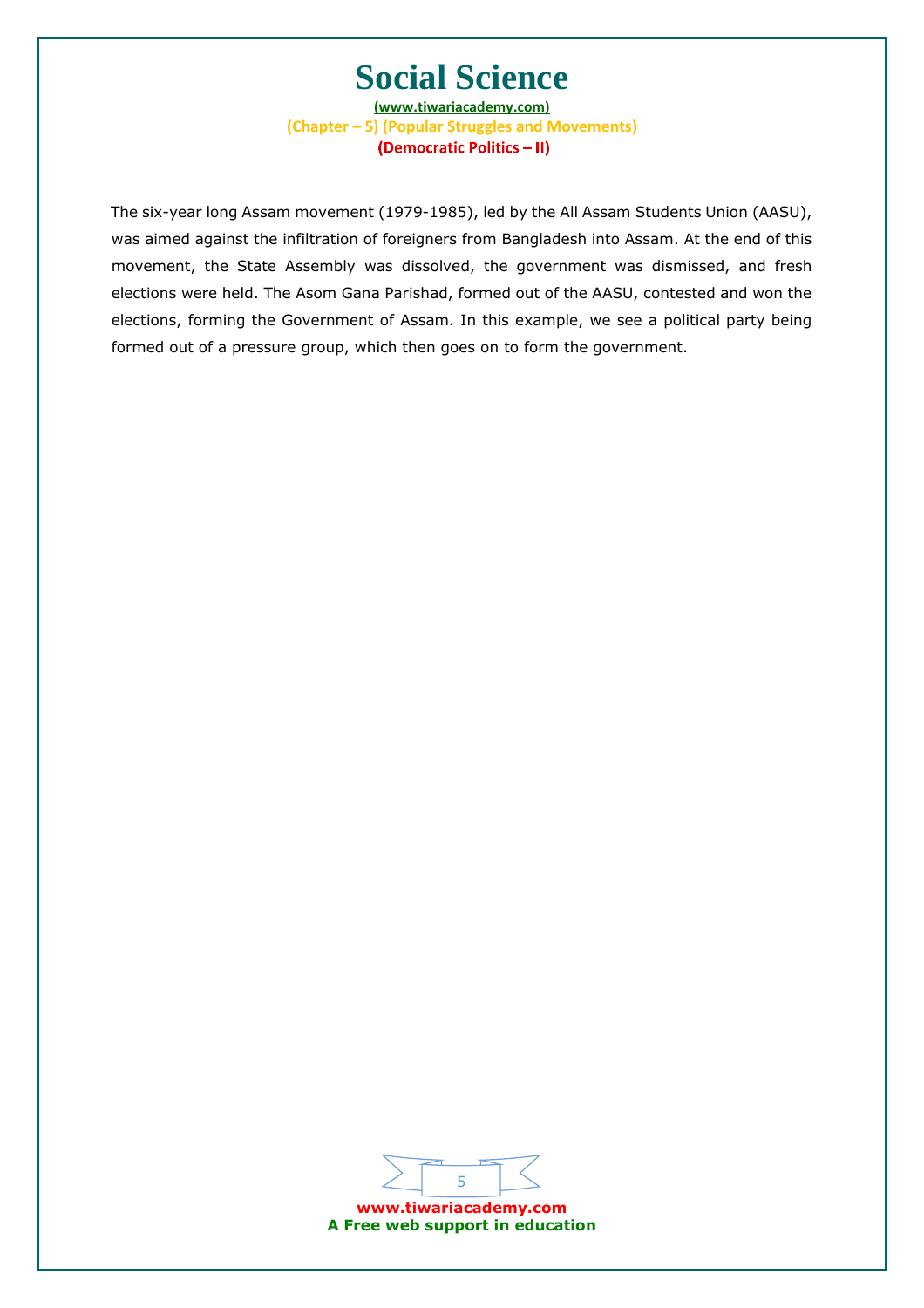The six-year long Assam movement (1979-1985), led by the All Assam Students Union (AASU), was aimed against the infiltration of foreigners from Bangladesh into Assam. At the end of this movement, the State Assembly was dissolved, the government was dismissed, and fresh elections were held. The Asom Gana Parishad, formed out of the AASU, contested and won the elections, forming the Government of Assam. In this example, we see a political party being formed out of a pressure group, which then goes on to form the government.